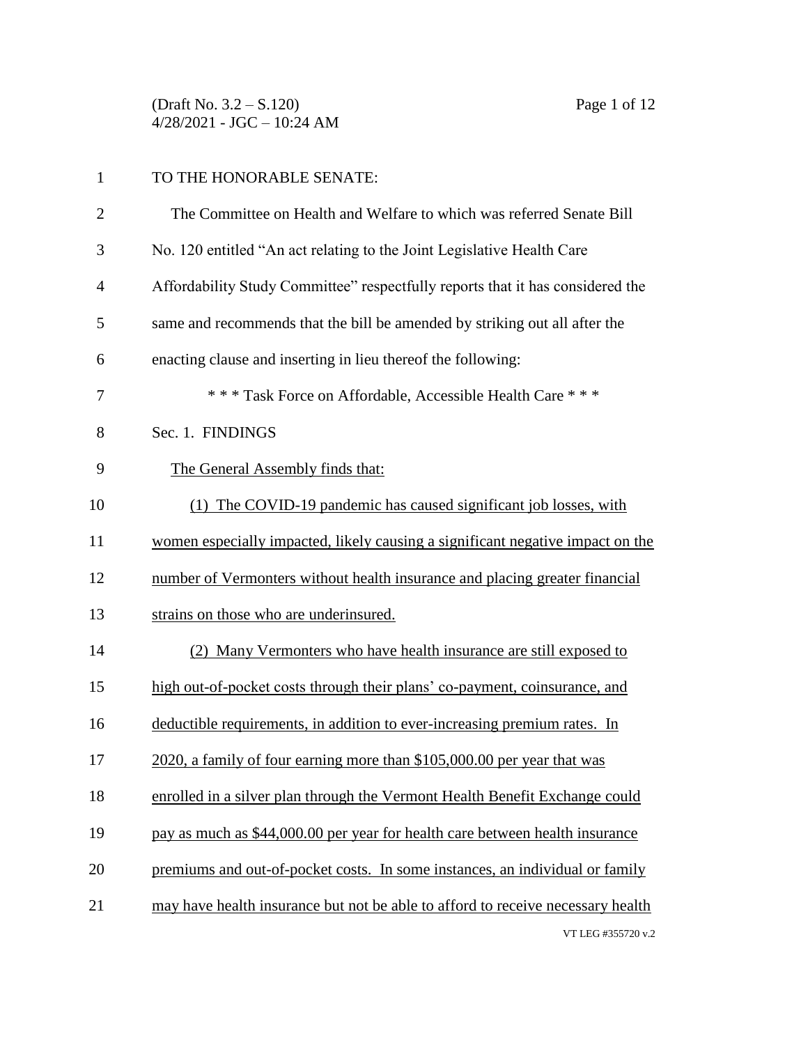TO THE HONORABLE SENATE:

The Committee on Health and Welfare to which was referred Senate Bill No. 120 entitled "An act relating to the Joint Legislative Health Care Affordability Study Committee" respectfully reports that it has considered the same and recommends that the bill be amended by striking out all after the enacting clause and inserting in lieu thereof the following:

\* \* \* Task Force on Affordable, Accessible Health Care \* \* \*

Sec. 1. FINDINGS

The General Assembly finds that:

(1) The COVID-19 pandemic has caused significant job losses, with women especially impacted, likely causing a significant negative impact on the number of Vermonters without health insurance and placing greater financial strains on those who are underinsured.

(2) Many Vermonters who have health insurance are still exposed to high out-of-pocket costs through their plans' co-payment, coinsurance, and deductible requirements, in addition to ever-increasing premium rates. In 2020, a family of four earning more than $105,000.00 per year that was enrolled in a silver plan through the Vermont Health Benefit Exchange could pay as much as $44,000.00 per year for health care between health insurance premiums and out-of-pocket costs. In some instances, an individual or family may have health insurance but not be able to afford to receive necessary health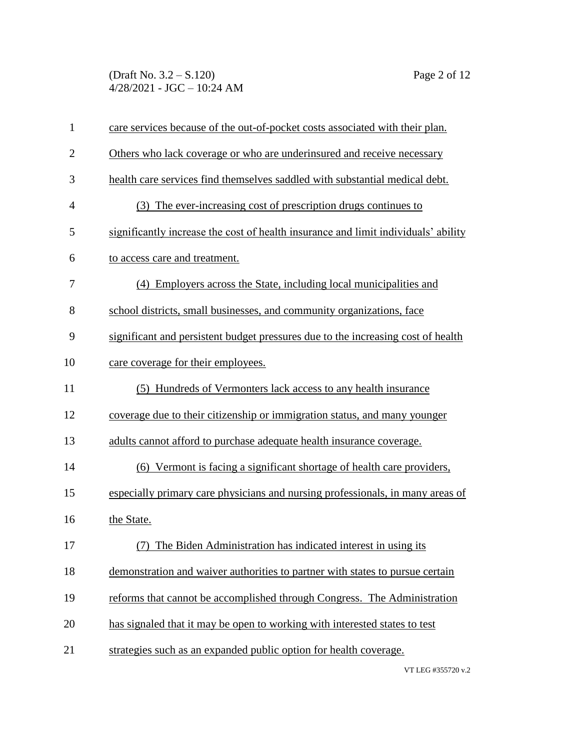care services because of the out-of-pocket costs associated with their plan. Others who lack coverage or who are underinsured and receive necessary health care services find themselves saddled with substantial medical debt.

(3) The ever-increasing cost of prescription drugs continues to significantly increase the cost of health insurance and limit individuals' ability to access care and treatment.

(4) Employers across the State, including local municipalities and school districts, small businesses, and community organizations, face significant and persistent budget pressures due to the increasing cost of health care coverage for their employees.

(5) Hundreds of Vermonters lack access to any health insurance coverage due to their citizenship or immigration status, and many younger adults cannot afford to purchase adequate health insurance coverage.

(6) Vermont is facing a significant shortage of health care providers, especially primary care physicians and nursing professionals, in many areas of the State.

(7) The Biden Administration has indicated interest in using its demonstration and waiver authorities to partner with states to pursue certain reforms that cannot be accomplished through Congress. The Administration has signaled that it may be open to working with interested states to test strategies such as an expanded public option for health coverage.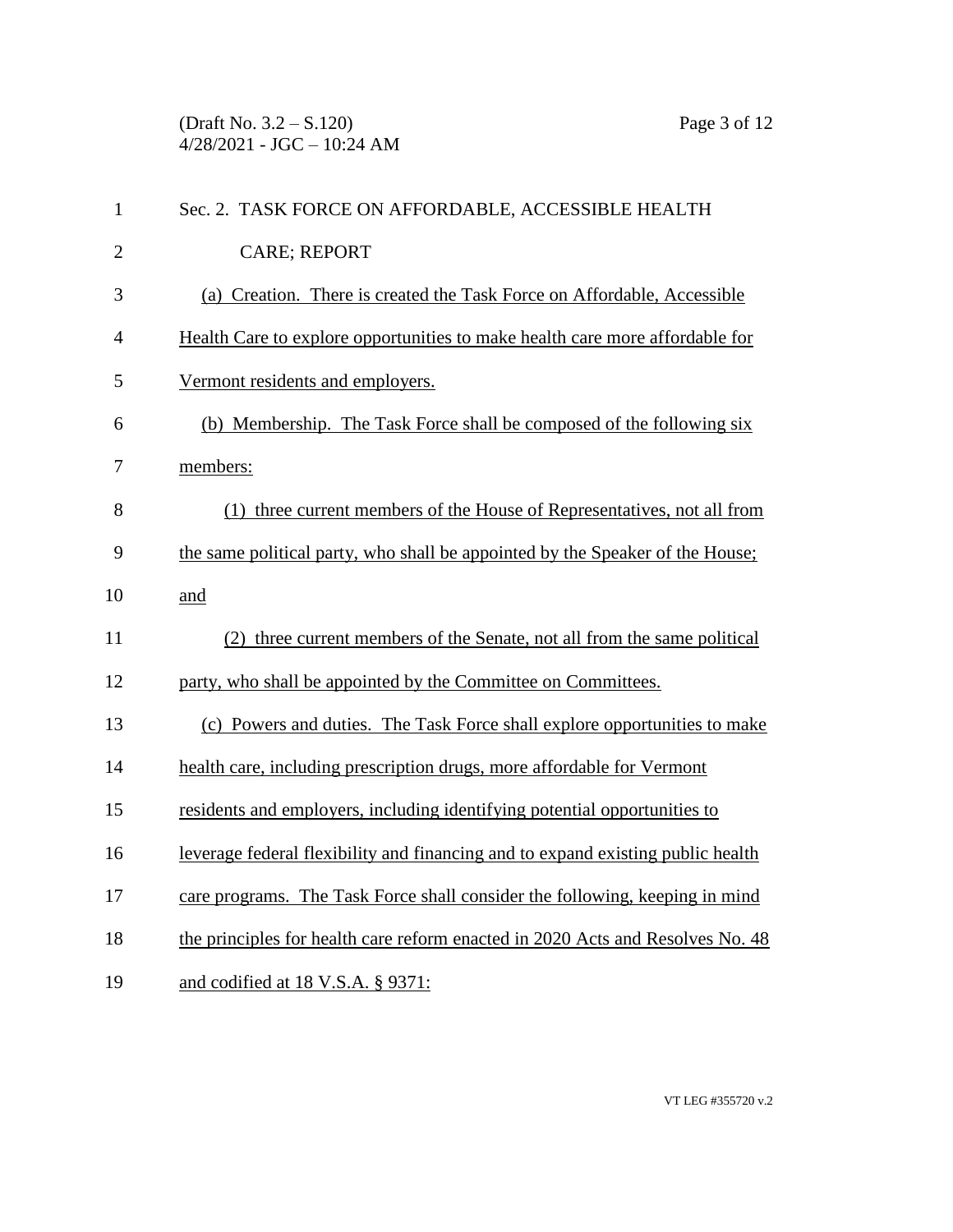Sec. 2. TASK FORCE ON AFFORDABLE, ACCESSIBLE HEALTH CARE; REPORT

(a) Creation. There is created the Task Force on Affordable, Accessible Health Care to explore opportunities to make health care more affordable for Vermont residents and employers.

(b) Membership. The Task Force shall be composed of the following six members:

(1) three current members of the House of Representatives, not all from the same political party, who shall be appointed by the Speaker of the House; and

(2) three current members of the Senate, not all from the same political party, who shall be appointed by the Committee on Committees.

(c) Powers and duties. The Task Force shall explore opportunities to make health care, including prescription drugs, more affordable for Vermont residents and employers, including identifying potential opportunities to leverage federal flexibility and financing and to expand existing public health care programs. The Task Force shall consider the following, keeping in mind the principles for health care reform enacted in 2020 Acts and Resolves No. 48 and codified at 18 V.S.A. § 9371: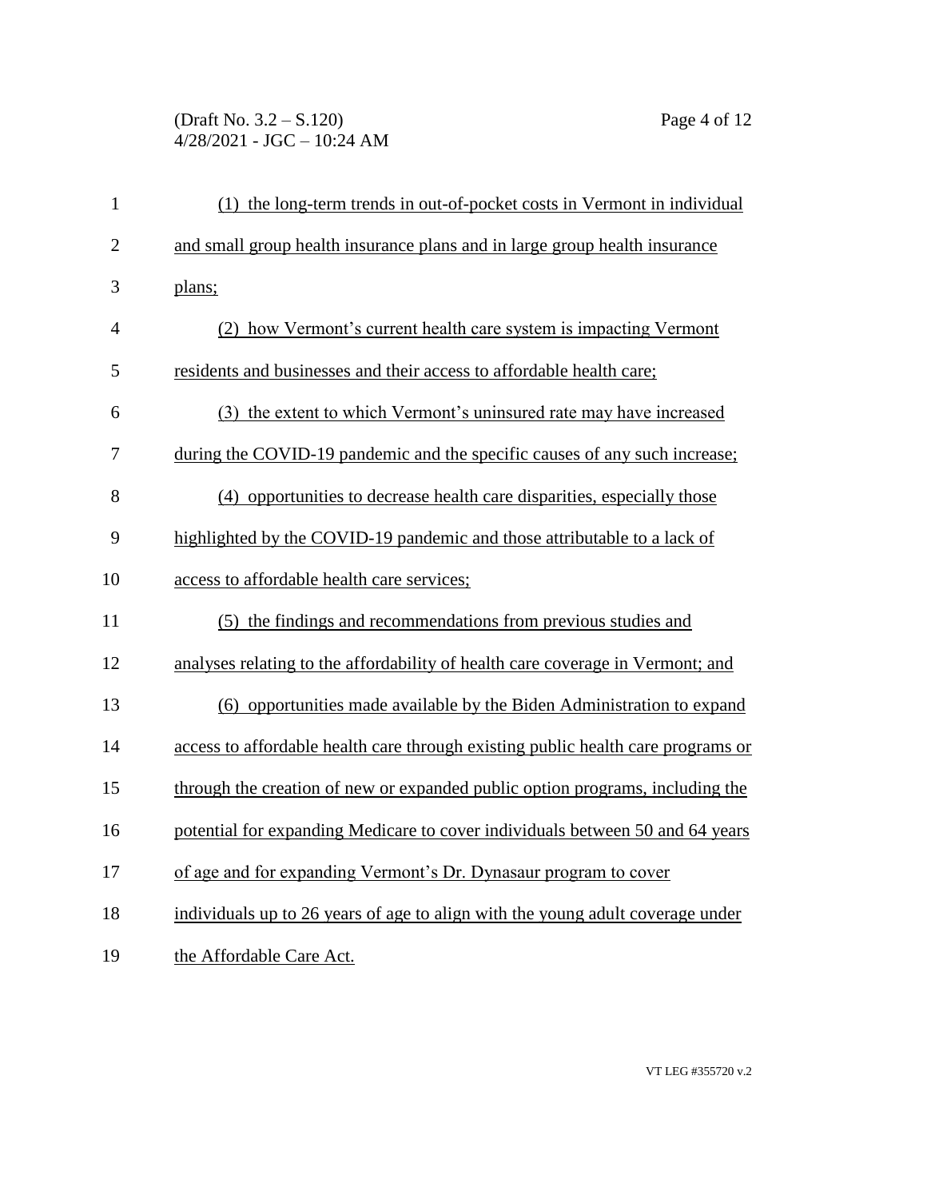(1) the long-term trends in out-of-pocket costs in Vermont in individual and small group health insurance plans and in large group health insurance plans;

(2) how Vermont's current health care system is impacting Vermont residents and businesses and their access to affordable health care;

(3) the extent to which Vermont's uninsured rate may have increased during the COVID-19 pandemic and the specific causes of any such increase;

(4) opportunities to decrease health care disparities, especially those highlighted by the COVID-19 pandemic and those attributable to a lack of access to affordable health care services;

(5) the findings and recommendations from previous studies and analyses relating to the affordability of health care coverage in Vermont; and

(6) opportunities made available by the Biden Administration to expand access to affordable health care through existing public health care programs or through the creation of new or expanded public option programs, including the potential for expanding Medicare to cover individuals between 50 and 64 years of age and for expanding Vermont's Dr. Dynasaur program to cover individuals up to 26 years of age to align with the young adult coverage under the Affordable Care Act.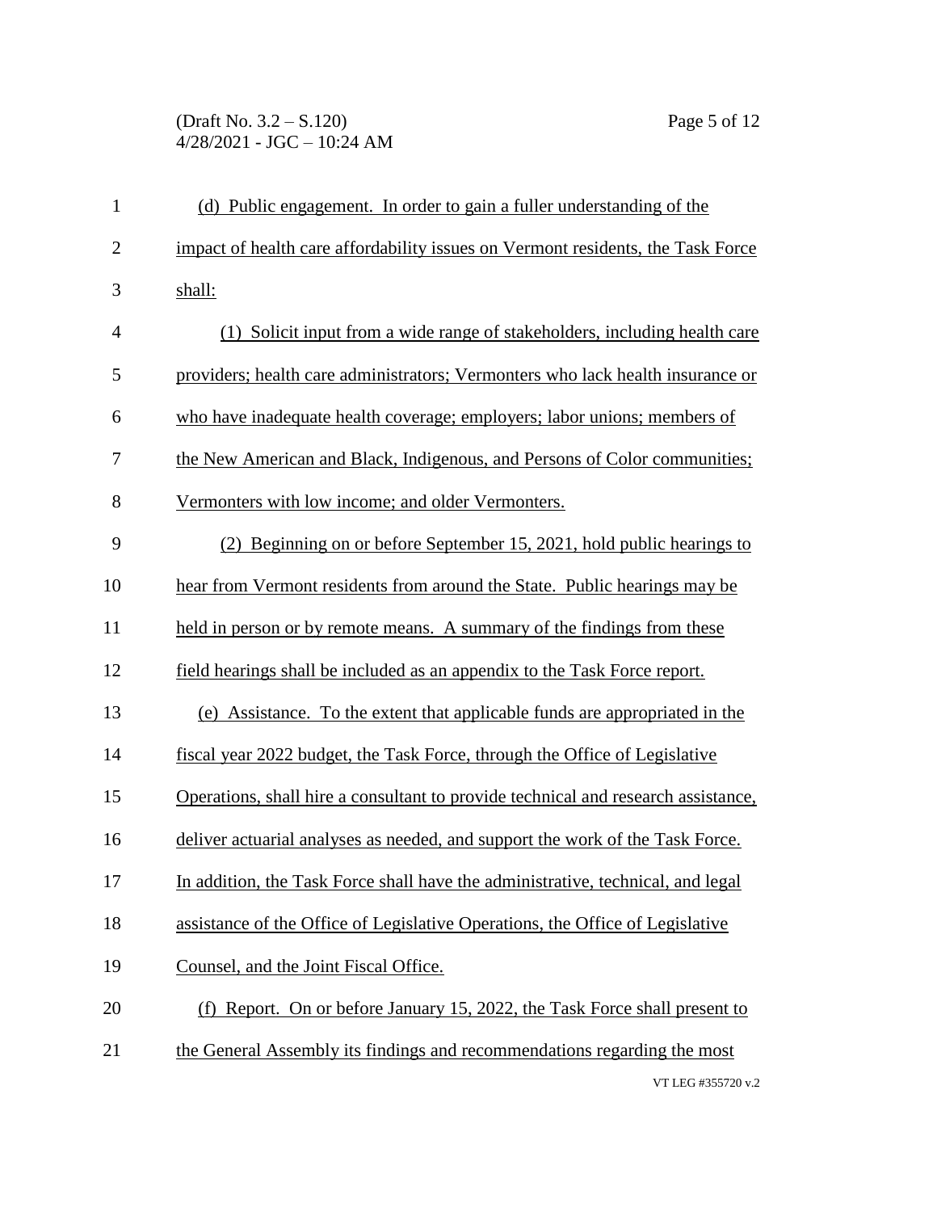(d) Public engagement. In order to gain a fuller understanding of the impact of health care affordability issues on Vermont residents, the Task Force shall:

(1) Solicit input from a wide range of stakeholders, including health care providers; health care administrators; Vermonters who lack health insurance or who have inadequate health coverage; employers; labor unions; members of the New American and Black, Indigenous, and Persons of Color communities; Vermonters with low income; and older Vermonters.

(2) Beginning on or before September 15, 2021, hold public hearings to hear from Vermont residents from around the State. Public hearings may be held in person or by remote means. A summary of the findings from these field hearings shall be included as an appendix to the Task Force report.

(e) Assistance. To the extent that applicable funds are appropriated in the fiscal year 2022 budget, the Task Force, through the Office of Legislative Operations, shall hire a consultant to provide technical and research assistance, deliver actuarial analyses as needed, and support the work of the Task Force. In addition, the Task Force shall have the administrative, technical, and legal assistance of the Office of Legislative Operations, the Office of Legislative Counsel, and the Joint Fiscal Office.

(f) Report. On or before January 15, 2022, the Task Force shall present to the General Assembly its findings and recommendations regarding the most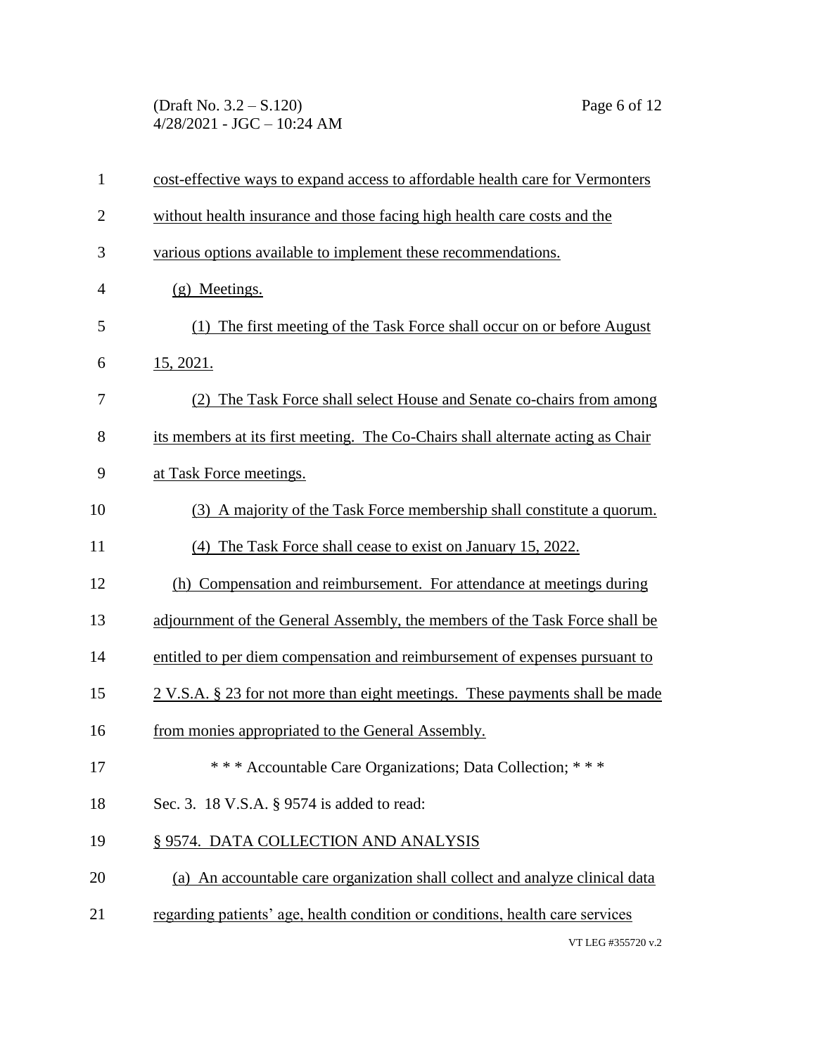cost-effective ways to expand access to affordable health care for Vermonters without health insurance and those facing high health care costs and the various options available to implement these recommendations.

(g) Meetings.

(1) The first meeting of the Task Force shall occur on or before August 15, 2021.

(2) The Task Force shall select House and Senate co-chairs from among its members at its first meeting. The Co-Chairs shall alternate acting as Chair at Task Force meetings.

(3) A majority of the Task Force membership shall constitute a quorum.

(4) The Task Force shall cease to exist on January 15, 2022.

(h) Compensation and reimbursement. For attendance at meetings during adjournment of the General Assembly, the members of the Task Force shall be entitled to per diem compensation and reimbursement of expenses pursuant to 2 V.S.A. § 23 for not more than eight meetings. These payments shall be made from monies appropriated to the General Assembly.

\* \* \* Accountable Care Organizations; Data Collection; \* \* \*

Sec. 3. 18 V.S.A. § 9574 is added to read:

§ 9574. DATA COLLECTION AND ANALYSIS

(a) An accountable care organization shall collect and analyze clinical data regarding patients' age, health condition or conditions, health care services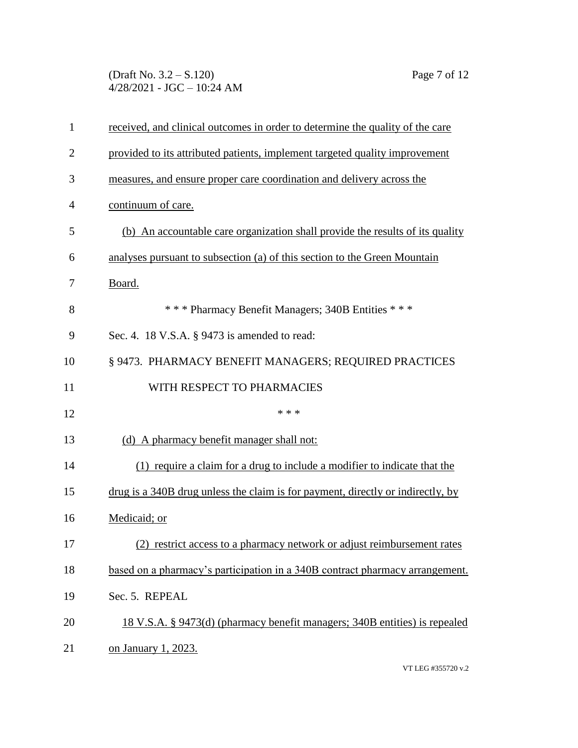received, and clinical outcomes in order to determine the quality of the care provided to its attributed patients, implement targeted quality improvement measures, and ensure proper care coordination and delivery across the continuum of care.

(b) An accountable care organization shall provide the results of its quality analyses pursuant to subsection (a) of this section to the Green Mountain Board.

\* \* \* Pharmacy Benefit Managers; 340B Entities \* \* \*

Sec. 4. 18 V.S.A. § 9473 is amended to read:

§ 9473. PHARMACY BENEFIT MANAGERS; REQUIRED PRACTICES WITH RESPECT TO PHARMACIES

\* \* \*

(d) A pharmacy benefit manager shall not:

(1) require a claim for a drug to include a modifier to indicate that the drug is a 340B drug unless the claim is for payment, directly or indirectly, by Medicaid; or

(2) restrict access to a pharmacy network or adjust reimbursement rates based on a pharmacy's participation in a 340B contract pharmacy arrangement.

Sec. 5. REPEAL

18 V.S.A. § 9473(d) (pharmacy benefit managers; 340B entities) is repealed on January 1, 2023.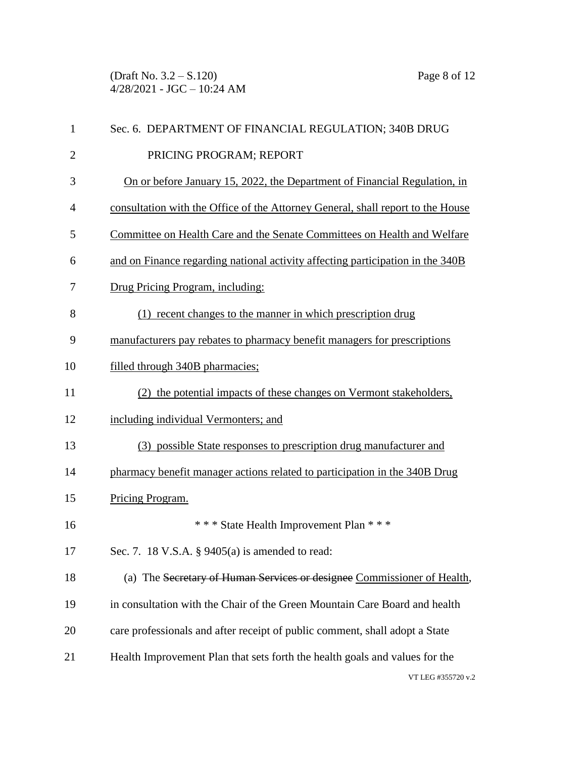Sec. 6. DEPARTMENT OF FINANCIAL REGULATION; 340B DRUG PRICING PROGRAM; REPORT

<u>On or before January 15, 2022, the Department of Financial Regulation, in consultation with the Office of the Attorney General, shall report to the House Committee on Health Care and the Senate Committees on Health and Welfare and on Finance regarding national activity affecting participation in the 340B Drug Pricing Program, including:</u>

<u>(1) recent changes to the manner in which prescription drug manufacturers pay rebates to pharmacy benefit managers for prescriptions filled through 340B pharmacies;</u>

<u>(2) the potential impacts of these changes on Vermont stakeholders, including individual Vermonters; and</u>

<u>(3) possible State responses to prescription drug manufacturer and pharmacy benefit manager actions related to participation in the 340B Drug Pricing Program.</u>

\* \* \* State Health Improvement Plan \* \* \*

Sec. 7. 18 V.S.A. § 9405(a) is amended to read:

(a) The ~~Secretary of Human Services or designee~~ <u>Commissioner of Health</u>, in consultation with the Chair of the Green Mountain Care Board and health care professionals and after receipt of public comment, shall adopt a State Health Improvement Plan that sets forth the health goals and values for the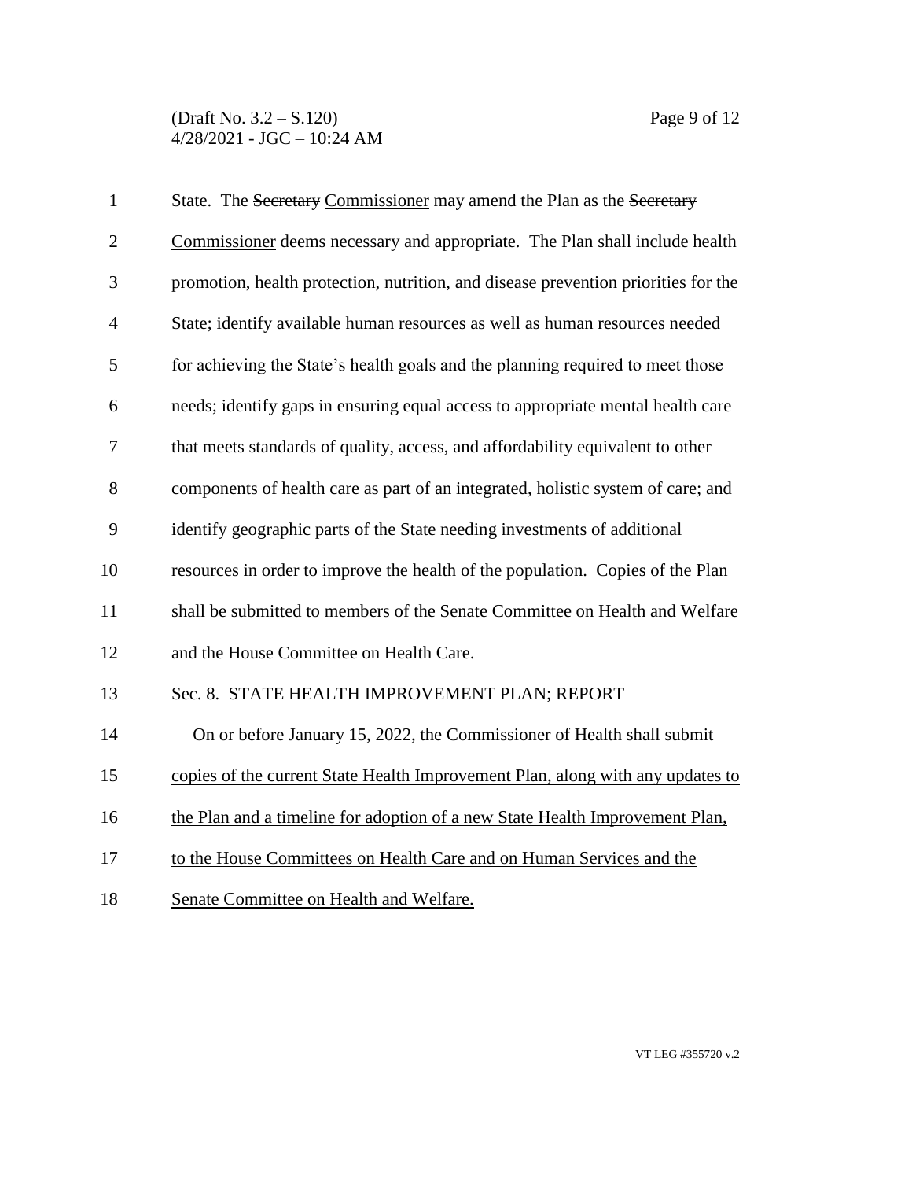State. The ~~Secretary~~ Commissioner may amend the Plan as the ~~Secretary~~ Commissioner deems necessary and appropriate. The Plan shall include health promotion, health protection, nutrition, and disease prevention priorities for the State; identify available human resources as well as human resources needed for achieving the State's health goals and the planning required to meet those needs; identify gaps in ensuring equal access to appropriate mental health care that meets standards of quality, access, and affordability equivalent to other components of health care as part of an integrated, holistic system of care; and identify geographic parts of the State needing investments of additional resources in order to improve the health of the population. Copies of the Plan shall be submitted to members of the Senate Committee on Health and Welfare and the House Committee on Health Care.

Sec. 8. STATE HEALTH IMPROVEMENT PLAN; REPORT

On or before January 15, 2022, the Commissioner of Health shall submit copies of the current State Health Improvement Plan, along with any updates to the Plan and a timeline for adoption of a new State Health Improvement Plan, to the House Committees on Health Care and on Human Services and the Senate Committee on Health and Welfare.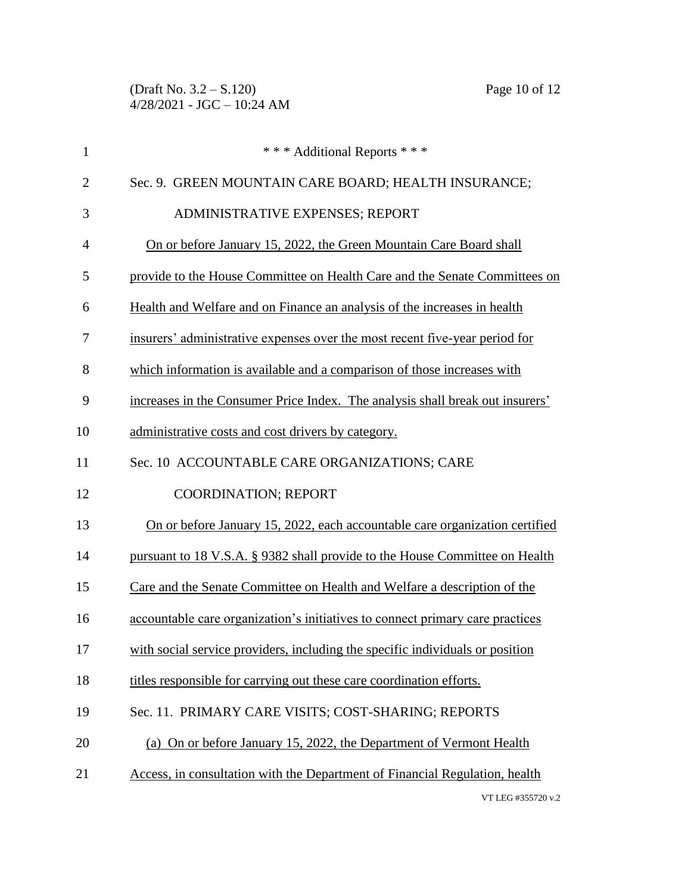\* \* \* Additional Reports \* \* \*

Sec. 9. GREEN MOUNTAIN CARE BOARD; HEALTH INSURANCE; ADMINISTRATIVE EXPENSES; REPORT

On or before January 15, 2022, the Green Mountain Care Board shall provide to the House Committee on Health Care and the Senate Committees on Health and Welfare and on Finance an analysis of the increases in health insurers' administrative expenses over the most recent five-year period for which information is available and a comparison of those increases with increases in the Consumer Price Index. The analysis shall break out insurers' administrative costs and cost drivers by category.

Sec. 10 ACCOUNTABLE CARE ORGANIZATIONS; CARE COORDINATION; REPORT

On or before January 15, 2022, each accountable care organization certified pursuant to 18 V.S.A. § 9382 shall provide to the House Committee on Health Care and the Senate Committee on Health and Welfare a description of the accountable care organization's initiatives to connect primary care practices with social service providers, including the specific individuals or position titles responsible for carrying out these care coordination efforts.

Sec. 11. PRIMARY CARE VISITS; COST-SHARING; REPORTS

(a) On or before January 15, 2022, the Department of Vermont Health Access, in consultation with the Department of Financial Regulation, health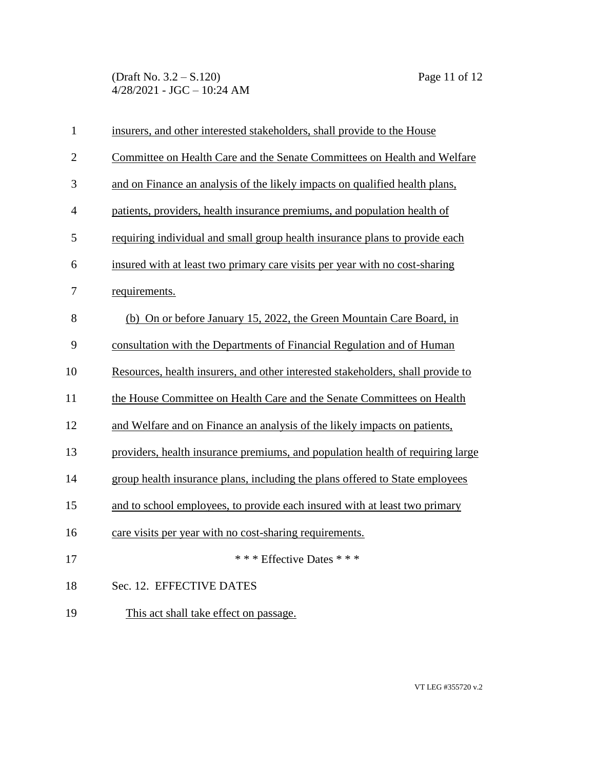insurers, and other interested stakeholders, shall provide to the House Committee on Health Care and the Senate Committees on Health and Welfare and on Finance an analysis of the likely impacts on qualified health plans, patients, providers, health insurance premiums, and population health of requiring individual and small group health insurance plans to provide each insured with at least two primary care visits per year with no cost-sharing requirements.

(b) On or before January 15, 2022, the Green Mountain Care Board, in consultation with the Departments of Financial Regulation and of Human Resources, health insurers, and other interested stakeholders, shall provide to the House Committee on Health Care and the Senate Committees on Health and Welfare and on Finance an analysis of the likely impacts on patients, providers, health insurance premiums, and population health of requiring large group health insurance plans, including the plans offered to State employees and to school employees, to provide each insured with at least two primary care visits per year with no cost-sharing requirements.

\* \* \* Effective Dates \* \* \*

Sec. 12. EFFECTIVE DATES

This act shall take effect on passage.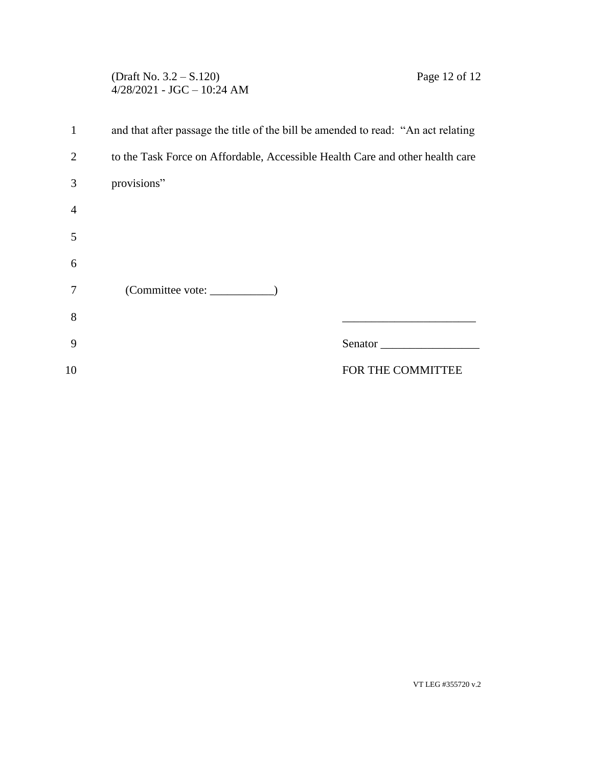and that after passage the title of the bill be amended to read: "An act relating to the Task Force on Affordable, Accessible Health Care and other health care provisions"

(Committee vote: ___________)

_______________________

Senator _________________

FOR THE COMMITTEE